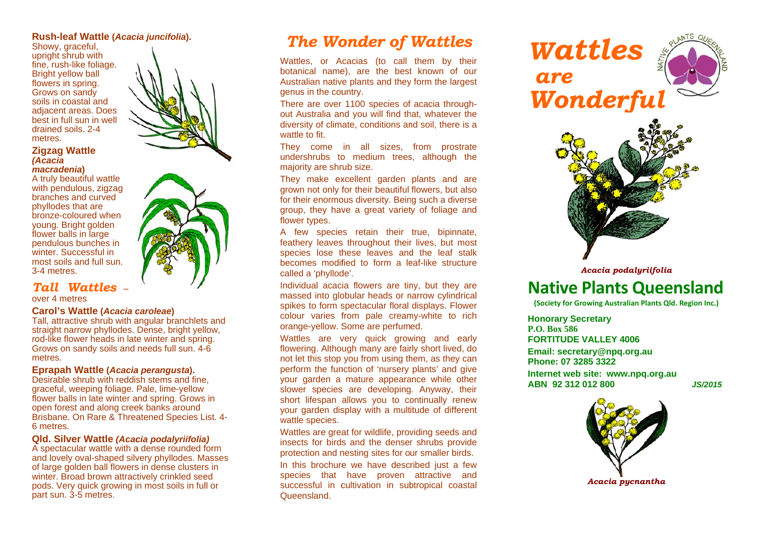**Rush-leaf Wattle (*Acacia juncifolia*).**
Showy, graceful, upright shrub with fine, rush-like foliage. Bright yellow ball flowers in spring. Grows on sandy soils in coastal and adjacent areas. Does best in full sun in well drained soils. 2-4 metres.

**Zigzag Wattle (*Acacia macradenia*)**
A truly beautiful wattle with pendulous, zigzag branches and curved phyllodes that are bronze-coloured when young. Bright golden flower balls in large pendulous bunches in winter. Successful in most soils and full sun. 3-4 metres.

## *Tall Wattles* – over 4 metres

**Carol's Wattle (*Acacia caroleae*)**
Tall, attractive shrub with angular branchlets and straight narrow phyllodes. Dense, bright yellow, rod-like flower heads in late winter and spring. Grows on sandy soils and needs full sun. 4-6 metres.

**Eprapah Wattle (*Acacia perangusta*).**
Desirable shrub with reddish stems and fine, graceful, weeping foliage. Pale, lime-yellow flower balls in late winter and spring. Grows in open forest and along creek banks around Brisbane. On Rare & Threatened Species List. 4-6 metres.

**Qld. Silver Wattle *(Acacia podalyriifolia)***
A spectacular wattle with a dense rounded form and lovely oval-shaped silvery phyllodes. Masses of large golden ball flowers in dense clusters in winter. Broad brown attractively crinkled seed pods. Very quick growing in most soils in full or part sun. 3-5 metres.

# *The Wonder of Wattles*

Wattles, or Acacias (to call them by their botanical name), are the best known of our Australian native plants and they form the largest genus in the country.

There are over 1100 species of acacia throughout Australia and you will find that, whatever the diversity of climate, conditions and soil, there is a wattle to fit.

They come in all sizes, from prostrate undershrubs to medium trees, although the majority are shrub size.

They make excellent garden plants and are grown not only for their beautiful flowers, but also for their enormous diversity. Being such a diverse group, they have a great variety of foliage and flower types.

A few species retain their true, bipinnate, feathery leaves throughout their lives, but most species lose these leaves and the leaf stalk becomes modified to form a leaf-like structure called a 'phyllode'.

Individual acacia flowers are tiny, but they are massed into globular heads or narrow cylindrical spikes to form spectacular floral displays. Flower colour varies from pale creamy-white to rich orange-yellow. Some are perfumed.

Wattles are very quick growing and early flowering. Although many are fairly short lived, do not let this stop you from using them, as they can perform the function of 'nursery plants' and give your garden a mature appearance while other slower species are developing. Anyway, their short lifespan allows you to continually renew your garden display with a multitude of different wattle species.

Wattles are great for wildlife, providing seeds and insects for birds and the denser shrubs provide protection and nesting sites for our smaller birds.

In this brochure we have described just a few species that have proven attractive and successful in cultivation in subtropical coastal Queensland.

# *Wattles are Wonderful*

*Acacia podalyriifolia*

## Native Plants Queensland

**(Society for Growing Australian Plants Qld. Region Inc.)**

**Honorary Secretary**
**P.O. Box 586**
**FORTITUDE VALLEY 4006**
**Email: secretary@npq.org.au**
**Phone: 07 3285 3322**
**Internet web site: www.npq.org.au**
**ABN 92 312 012 800**

***JS/2015***

*Acacia pycnantha*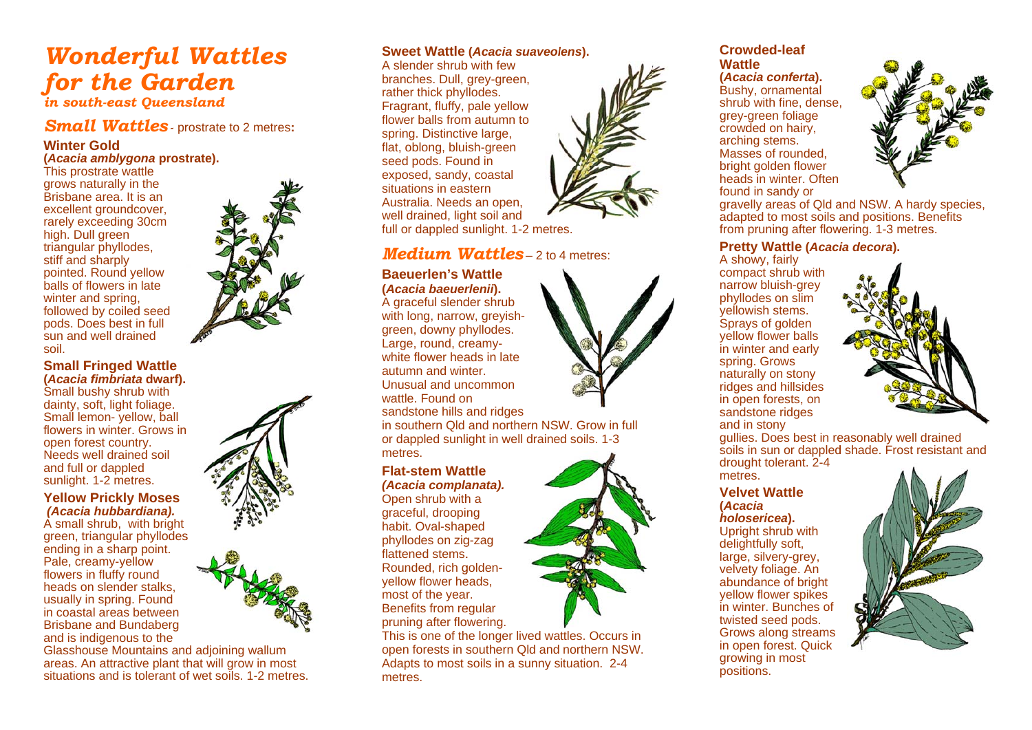# *Wonderful Wattles for the Garden*

*in south-east Queensland*

## *Small Wattles* - prostrate to 2 metres:

### Winter Gold (*Acacia amblygona* prostrate).

This prostrate wattle grows naturally in the Brisbane area. It is an excellent groundcover, rarely exceeding 30cm high. Dull green triangular phyllodes, stiff and sharply pointed. Round yellow balls of flowers in late winter and spring, followed by coiled seed pods. Does best in full sun and well drained soil.

### Small Fringed Wattle (*Acacia fimbriata* dwarf).

Small bushy shrub with dainty, soft, light foliage. Small lemon- yellow, ball flowers in winter. Grows in open forest country. Needs well drained soil and full or dappled sunlight. 1-2 metres.

### Yellow Prickly Moses (*Acacia hubbardiana).*

A small shrub, with bright green, triangular phyllodes ending in a sharp point. Pale, creamy-yellow flowers in fluffy round heads on slender stalks, usually in spring. Found in coastal areas between Brisbane and Bundaberg and is indigenous to the Glasshouse Mountains and adjoining wallum areas. An attractive plant that will grow in most situations and is tolerant of wet soils. 1-2 metres.

### Sweet Wattle (*Acacia suaveolens*).

A slender shrub with few branches. Dull, grey-green, rather thick phyllodes. Fragrant, fluffy, pale yellow flower balls from autumn to spring. Distinctive large, flat, oblong, bluish-green seed pods. Found in exposed, sandy, coastal situations in eastern Australia. Needs an open, well drained, light soil and full or dappled sunlight. 1-2 metres.

## *Medium Wattles* – 2 to 4 metres:

### Baeuerlen's Wattle (*Acacia baeuerlenii*).

A graceful slender shrub with long, narrow, greyish-green, downy phyllodes. Large, round, creamy-white flower heads in late autumn and winter. Unusual and uncommon wattle. Found on sandstone hills and ridges in southern Qld and northern NSW. Grow in full or dappled sunlight in well drained soils. 1-3 metres.

### Flat-stem Wattle (*Acacia complanata).*

Open shrub with a graceful, drooping habit. Oval-shaped phyllodes on zig-zag flattened stems. Rounded, rich golden-yellow flower heads, most of the year. Benefits from regular pruning after flowering. This is one of the longer lived wattles. Occurs in open forests in southern Qld and northern NSW. Adapts to most soils in a sunny situation. 2-4 metres.

### Crowded-leaf Wattle (*Acacia conferta*).

Bushy, ornamental shrub with fine, dense, grey-green foliage crowded on hairy, arching stems. Masses of rounded, bright golden flower heads in winter. Often found in sandy or gravelly areas of Qld and NSW. A hardy species, adapted to most soils and positions. Benefits from pruning after flowering. 1-3 metres.

### Pretty Wattle (*Acacia decora*).

A showy, fairly compact shrub with narrow bluish-grey phyllodes on slim yellowish stems. Sprays of golden yellow flower balls in winter and early spring. Grows naturally on stony ridges and hillsides in open forests, on sandstone ridges and in stony gullies. Does best in reasonably well drained soils in sun or dappled shade. Frost resistant and drought tolerant. 2-4 metres.

### Velvet Wattle (*Acacia holosericea*).

Upright shrub with delightfully soft, large, silvery-grey, velvety foliage. An abundance of bright yellow flower spikes in winter. Bunches of twisted seed pods. Grows along streams in open forest. Quick growing in most positions.